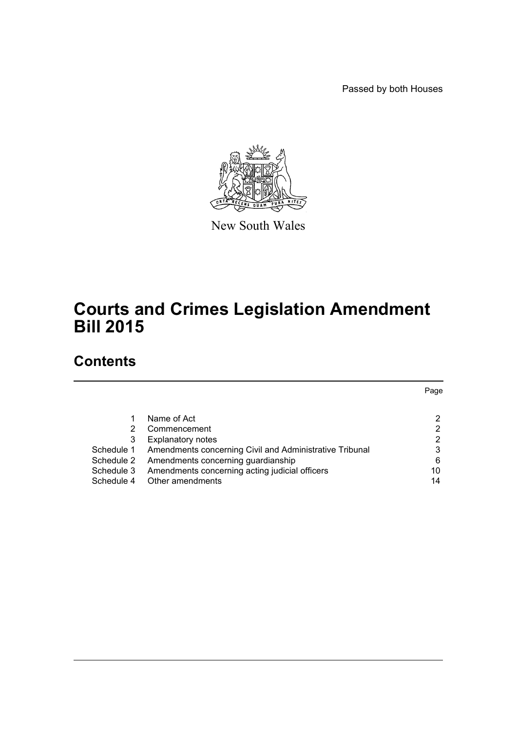Passed by both Houses

New South Wales

# Courts and Crimes Legislation Amendment Bill 2015

## Contents

| | | Page |
|---|---|---|
| 1 | Name of Act | 2 |
| 2 | Commencement | 2 |
| 3 | Explanatory notes | 2 |
| Schedule 1 | Amendments concerning Civil and Administrative Tribunal | 3 |
| Schedule 2 | Amendments concerning guardianship | 6 |
| Schedule 3 | Amendments concerning acting judicial officers | 10 |
| Schedule 4 | Other amendments | 14 |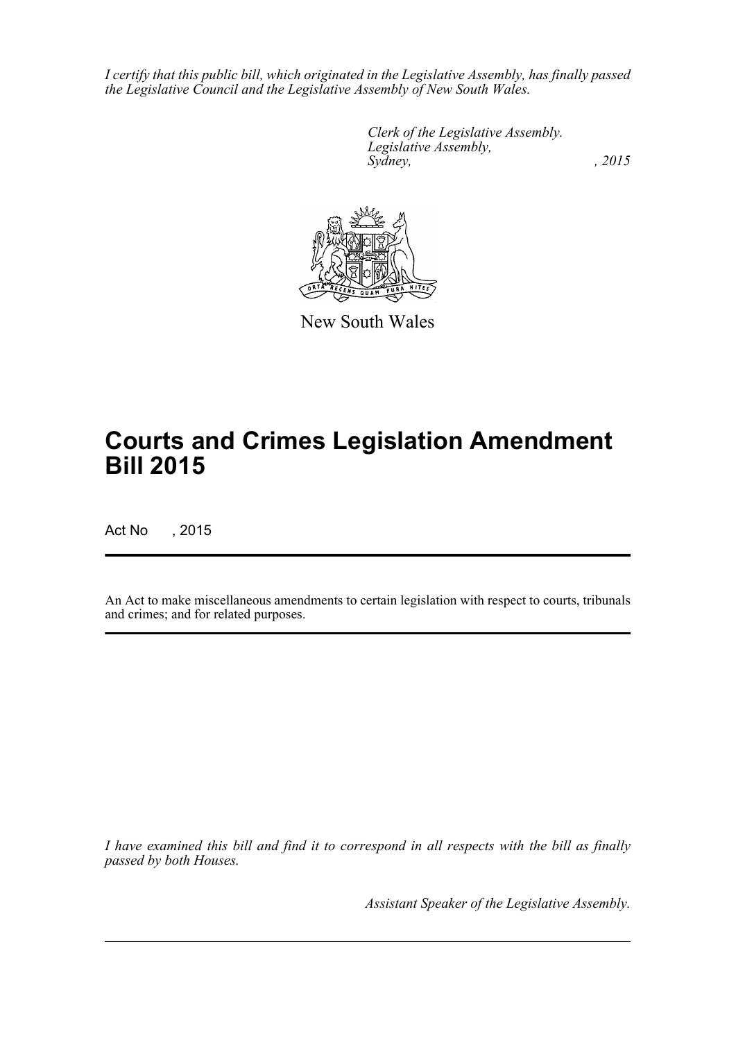*I certify that this public bill, which originated in the Legislative Assembly, has finally passed the Legislative Council and the Legislative Assembly of New South Wales.*

*Clerk of the Legislative Assembly.*
*Legislative Assembly,*
*Sydney, , 2015*

New South Wales

# Courts and Crimes Legislation Amendment Bill 2015

Act No , 2015

An Act to make miscellaneous amendments to certain legislation with respect to courts, tribunals and crimes; and for related purposes.

*I have examined this bill and find it to correspond in all respects with the bill as finally passed by both Houses.*

*Assistant Speaker of the Legislative Assembly.*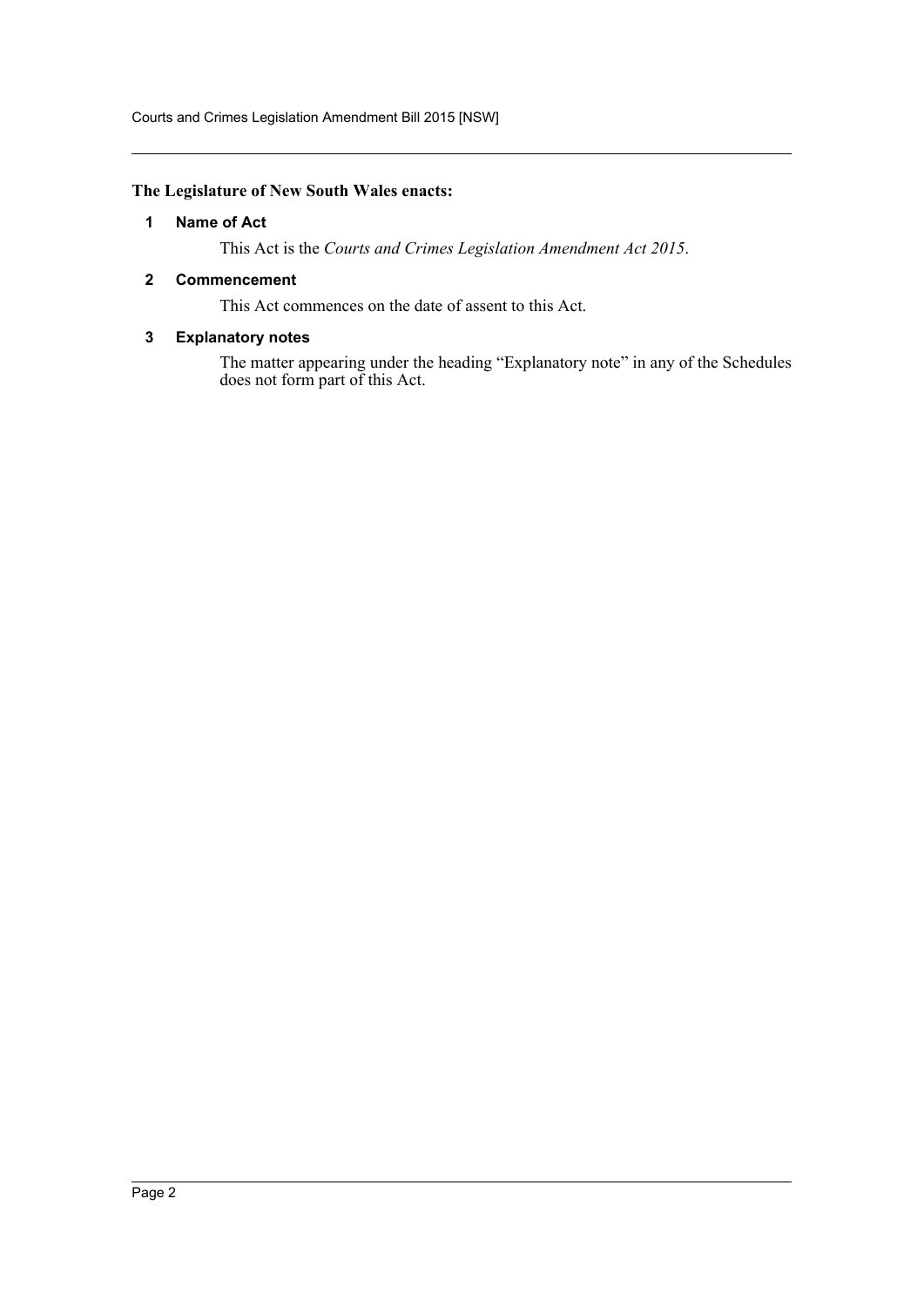**The Legislature of New South Wales enacts:**

**1 Name of Act**

This Act is the *Courts and Crimes Legislation Amendment Act 2015*.

**2 Commencement**

This Act commences on the date of assent to this Act.

**3 Explanatory notes**

The matter appearing under the heading "Explanatory note" in any of the Schedules does not form part of this Act.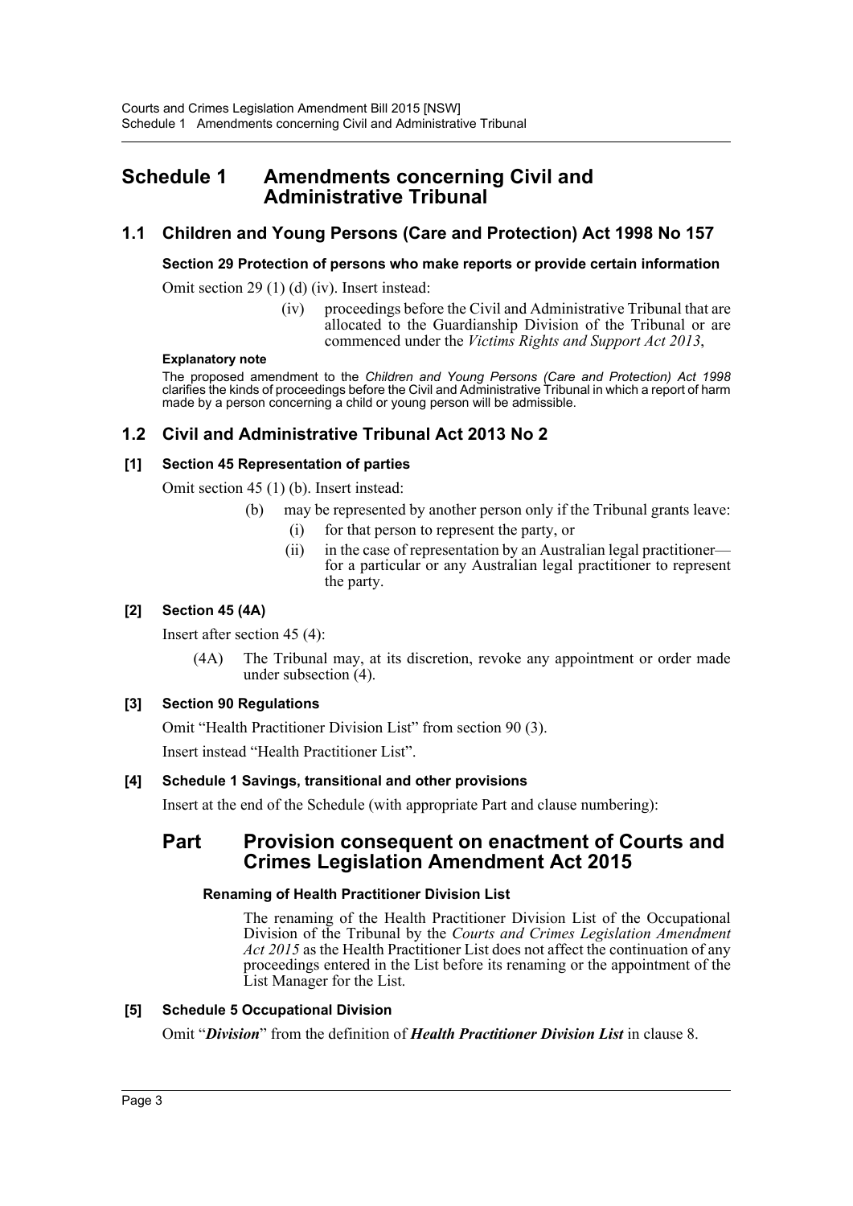# Schedule 1 Amendments concerning Civil and Administrative Tribunal

## 1.1 Children and Young Persons (Care and Protection) Act 1998 No 157

### Section 29 Protection of persons who make reports or provide certain information

Omit section 29 (1) (d) (iv). Insert instead:

> (iv) proceedings before the Civil and Administrative Tribunal that are allocated to the Guardianship Division of the Tribunal or are commenced under the *Victims Rights and Support Act 2013*,

#### Explanatory note

The proposed amendment to the *Children and Young Persons (Care and Protection) Act 1998* clarifies the kinds of proceedings before the Civil and Administrative Tribunal in which a report of harm made by a person concerning a child or young person will be admissible.

## 1.2 Civil and Administrative Tribunal Act 2013 No 2

### [1] Section 45 Representation of parties

Omit section 45 (1) (b). Insert instead:

> (b) may be represented by another person only if the Tribunal grants leave:
>
> (i) for that person to represent the party, or
>
> (ii) in the case of representation by an Australian legal practitioner—for a particular or any Australian legal practitioner to represent the party.

### [2] Section 45 (4A)

Insert after section 45 (4):

> (4A) The Tribunal may, at its discretion, revoke any appointment or order made under subsection (4).

### [3] Section 90 Regulations

Omit "Health Practitioner Division List" from section 90 (3).

Insert instead "Health Practitioner List".

### [4] Schedule 1 Savings, transitional and other provisions

Insert at the end of the Schedule (with appropriate Part and clause numbering):

## Part Provision consequent on enactment of Courts and Crimes Legislation Amendment Act 2015

#### Renaming of Health Practitioner Division List

The renaming of the Health Practitioner Division List of the Occupational Division of the Tribunal by the *Courts and Crimes Legislation Amendment Act 2015* as the Health Practitioner List does not affect the continuation of any proceedings entered in the List before its renaming or the appointment of the List Manager for the List.

### [5] Schedule 5 Occupational Division

Omit "***Division***" from the definition of ***Health Practitioner Division List*** in clause 8.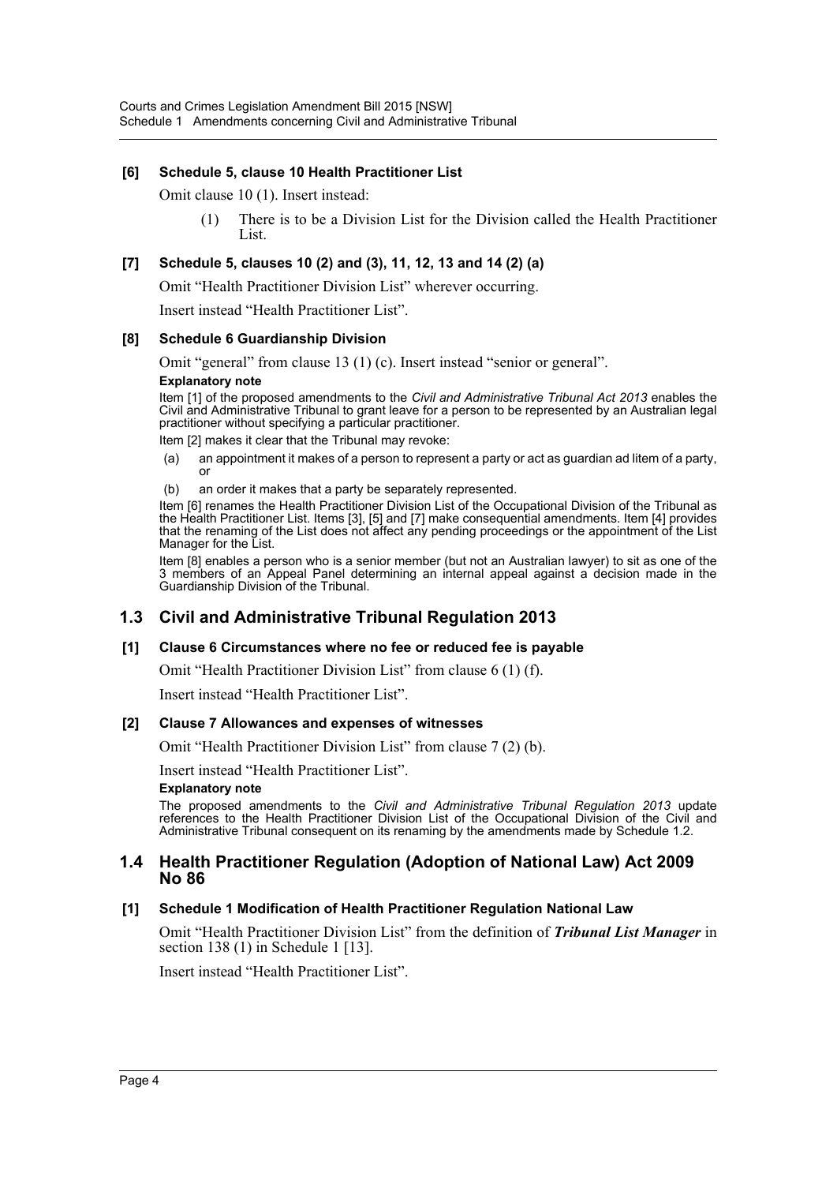#### [6] Schedule 5, clause 10 Health Practitioner List

Omit clause 10 (1). Insert instead:

> (1) There is to be a Division List for the Division called the Health Practitioner List.

#### [7] Schedule 5, clauses 10 (2) and (3), 11, 12, 13 and 14 (2) (a)

Omit "Health Practitioner Division List" wherever occurring.

Insert instead "Health Practitioner List".

#### [8] Schedule 6 Guardianship Division

Omit "general" from clause 13 (1) (c). Insert instead "senior or general".

**Explanatory note**

Item [1] of the proposed amendments to the *Civil and Administrative Tribunal Act 2013* enables the Civil and Administrative Tribunal to grant leave for a person to be represented by an Australian legal practitioner without specifying a particular practitioner.

Item [2] makes it clear that the Tribunal may revoke:

(a) an appointment it makes of a person to represent a party or act as guardian ad litem of a party, or

(b) an order it makes that a party be separately represented.

Item [6] renames the Health Practitioner Division List of the Occupational Division of the Tribunal as the Health Practitioner List. Items [3], [5] and [7] make consequential amendments. Item [4] provides that the renaming of the List does not affect any pending proceedings or the appointment of the List Manager for the List.

Item [8] enables a person who is a senior member (but not an Australian lawyer) to sit as one of the 3 members of an Appeal Panel determining an internal appeal against a decision made in the Guardianship Division of the Tribunal.

## 1.3 Civil and Administrative Tribunal Regulation 2013

#### [1] Clause 6 Circumstances where no fee or reduced fee is payable

Omit "Health Practitioner Division List" from clause 6 (1) (f).

Insert instead "Health Practitioner List".

#### [2] Clause 7 Allowances and expenses of witnesses

Omit "Health Practitioner Division List" from clause 7 (2) (b).

Insert instead "Health Practitioner List".

**Explanatory note**

The proposed amendments to the *Civil and Administrative Tribunal Regulation 2013* update references to the Health Practitioner Division List of the Occupational Division of the Civil and Administrative Tribunal consequent on its renaming by the amendments made by Schedule 1.2.

## 1.4 Health Practitioner Regulation (Adoption of National Law) Act 2009 No 86

#### [1] Schedule 1 Modification of Health Practitioner Regulation National Law

Omit "Health Practitioner Division List" from the definition of ***Tribunal List Manager*** in section 138 (1) in Schedule 1 [13].

Insert instead "Health Practitioner List".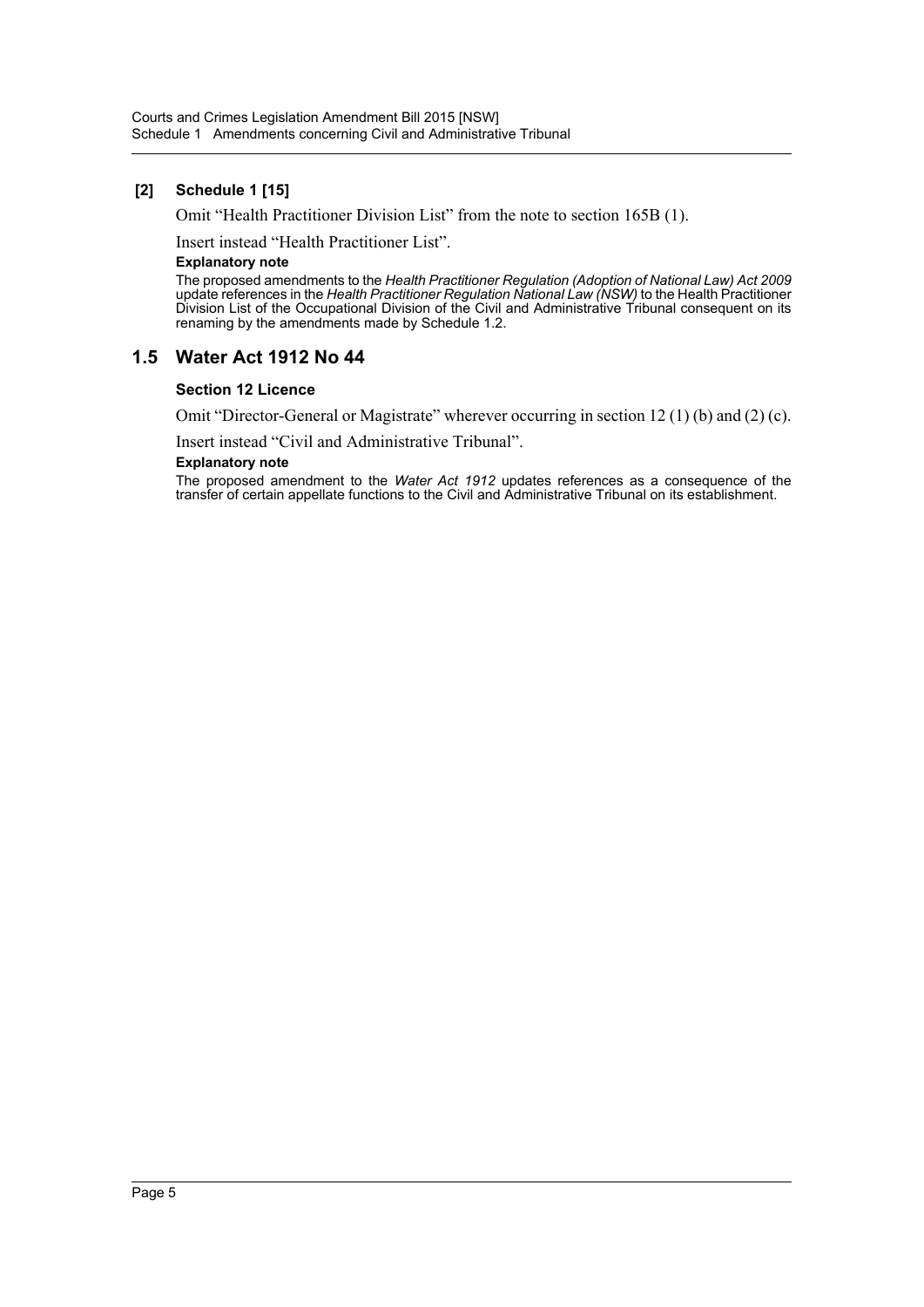**[2] Schedule 1 [15]**

Omit "Health Practitioner Division List" from the note to section 165B (1).

Insert instead "Health Practitioner List".

**Explanatory note**

The proposed amendments to the *Health Practitioner Regulation (Adoption of National Law) Act 2009* update references in the *Health Practitioner Regulation National Law (NSW)* to the Health Practitioner Division List of the Occupational Division of the Civil and Administrative Tribunal consequent on its renaming by the amendments made by Schedule 1.2.

## 1.5 Water Act 1912 No 44

**Section 12 Licence**

Omit "Director-General or Magistrate" wherever occurring in section 12 (1) (b) and (2) (c).

Insert instead "Civil and Administrative Tribunal".

**Explanatory note**

The proposed amendment to the *Water Act 1912* updates references as a consequence of the transfer of certain appellate functions to the Civil and Administrative Tribunal on its establishment.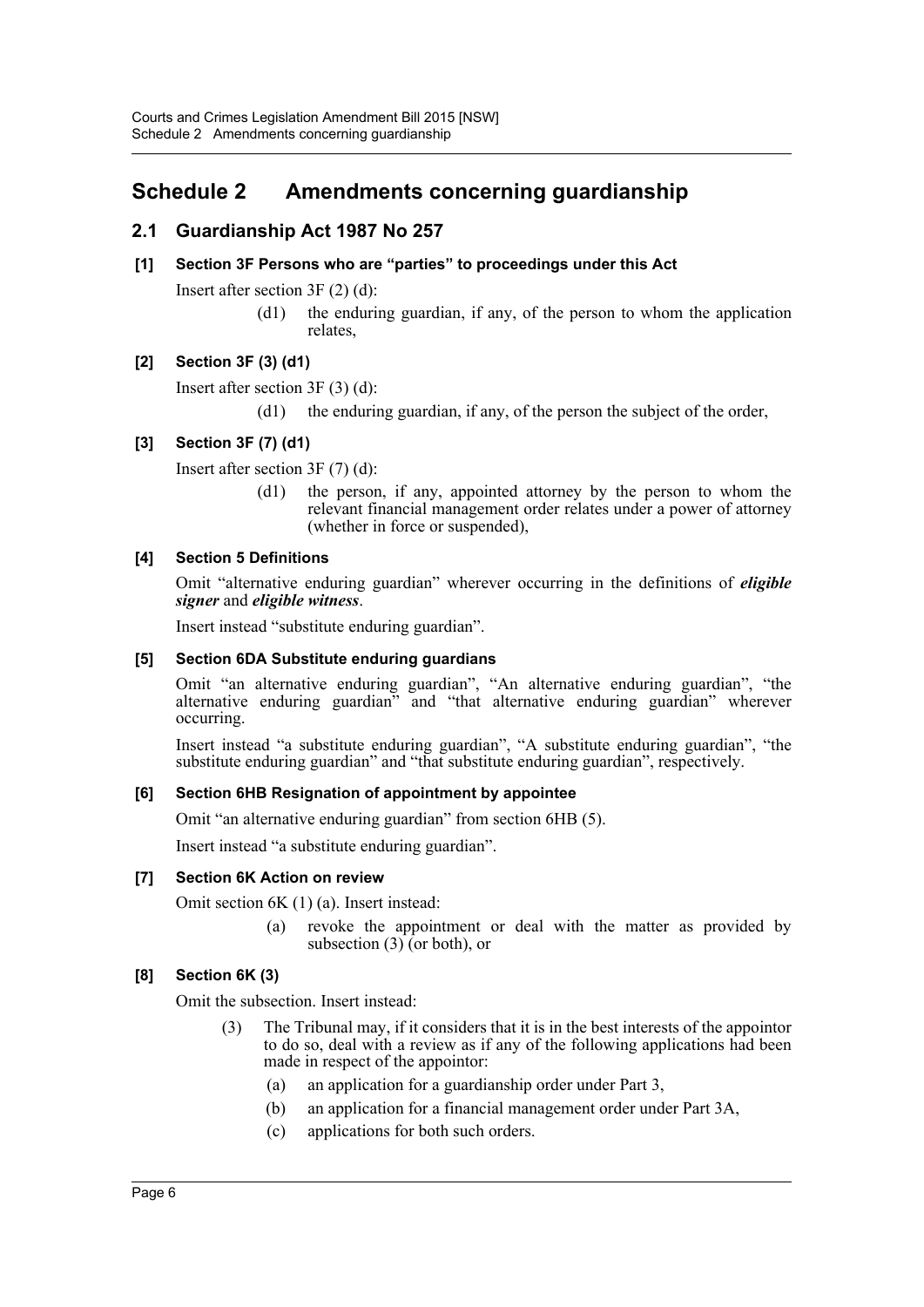# Schedule 2 Amendments concerning guardianship

## 2.1 Guardianship Act 1987 No 257

### [1] Section 3F Persons who are "parties" to proceedings under this Act

Insert after section 3F (2) (d):

> (d1) the enduring guardian, if any, of the person to whom the application relates,

### [2] Section 3F (3) (d1)

Insert after section 3F (3) (d):

> (d1) the enduring guardian, if any, of the person the subject of the order,

### [3] Section 3F (7) (d1)

Insert after section 3F (7) (d):

> (d1) the person, if any, appointed attorney by the person to whom the relevant financial management order relates under a power of attorney (whether in force or suspended),

### [4] Section 5 Definitions

Omit "alternative enduring guardian" wherever occurring in the definitions of ***eligible signer*** and ***eligible witness***.

Insert instead "substitute enduring guardian".

### [5] Section 6DA Substitute enduring guardians

Omit "an alternative enduring guardian", "An alternative enduring guardian", "the alternative enduring guardian" and "that alternative enduring guardian" wherever occurring.

Insert instead "a substitute enduring guardian", "A substitute enduring guardian", "the substitute enduring guardian" and "that substitute enduring guardian", respectively.

### [6] Section 6HB Resignation of appointment by appointee

Omit "an alternative enduring guardian" from section 6HB (5).

Insert instead "a substitute enduring guardian".

### [7] Section 6K Action on review

Omit section 6K (1) (a). Insert instead:

> (a) revoke the appointment or deal with the matter as provided by subsection (3) (or both), or

### [8] Section 6K (3)

Omit the subsection. Insert instead:

> (3) The Tribunal may, if it considers that it is in the best interests of the appointor to do so, deal with a review as if any of the following applications had been made in respect of the appointor:
>
> (a) an application for a guardianship order under Part 3,
>
> (b) an application for a financial management order under Part 3A,
>
> (c) applications for both such orders.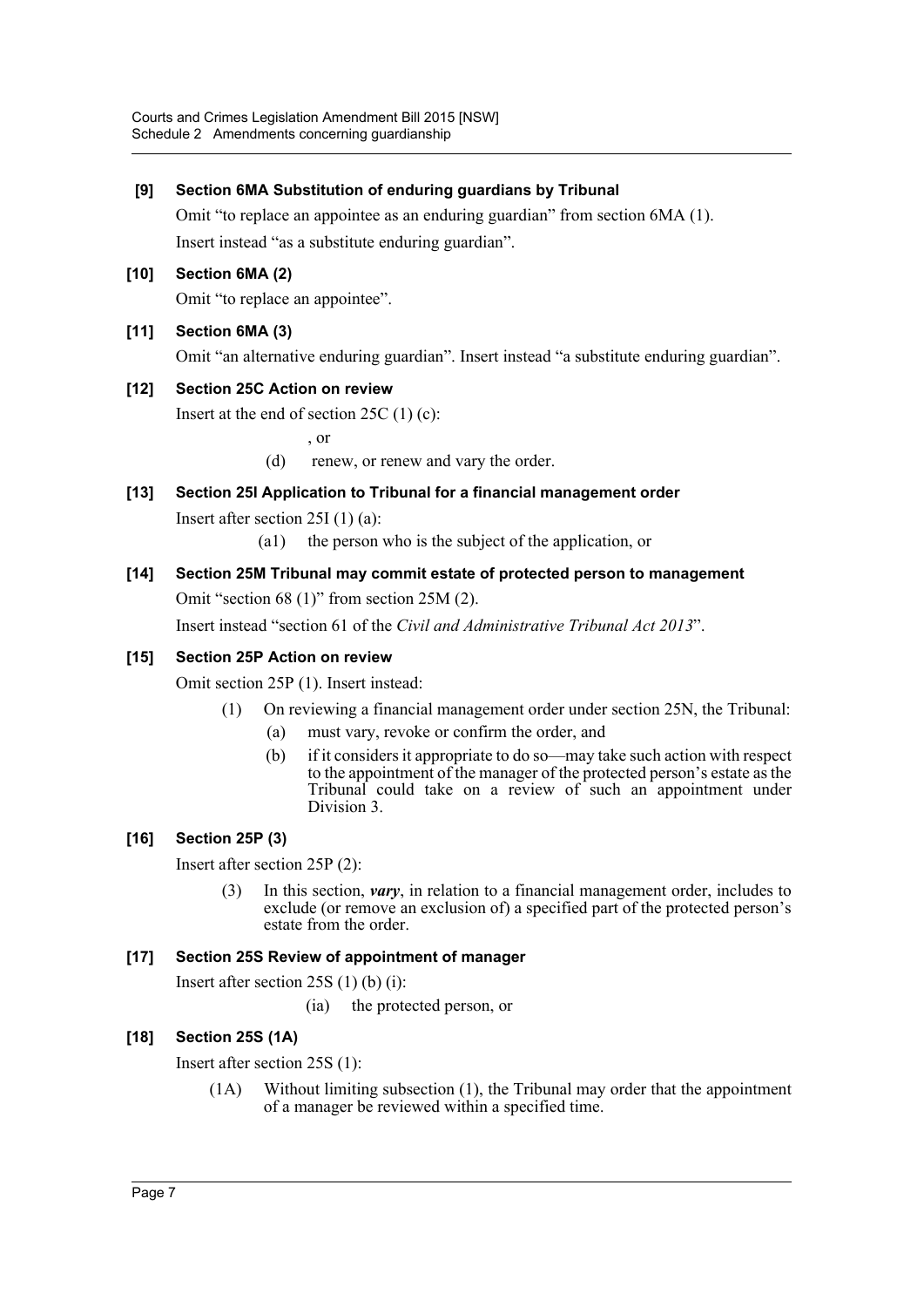**[9] Section 6MA Substitution of enduring guardians by Tribunal**

Omit "to replace an appointee as an enduring guardian" from section 6MA (1).

Insert instead "as a substitute enduring guardian".

**[10] Section 6MA (2)**

Omit "to replace an appointee".

**[11] Section 6MA (3)**

Omit "an alternative enduring guardian". Insert instead "a substitute enduring guardian".

**[12] Section 25C Action on review**

Insert at the end of section 25C (1) (c):

, or

(d) renew, or renew and vary the order.

**[13] Section 25I Application to Tribunal for a financial management order**

Insert after section 25I (1) (a):

(a1) the person who is the subject of the application, or

**[14] Section 25M Tribunal may commit estate of protected person to management**

Omit "section 68 (1)" from section 25M (2).

Insert instead "section 61 of the *Civil and Administrative Tribunal Act 2013*".

**[15] Section 25P Action on review**

Omit section 25P (1). Insert instead:

(1) On reviewing a financial management order under section 25N, the Tribunal:

(a) must vary, revoke or confirm the order, and

(b) if it considers it appropriate to do so—may take such action with respect to the appointment of the manager of the protected person's estate as the Tribunal could take on a review of such an appointment under Division 3.

**[16] Section 25P (3)**

Insert after section 25P (2):

(3) In this section, ***vary***, in relation to a financial management order, includes to exclude (or remove an exclusion of) a specified part of the protected person's estate from the order.

**[17] Section 25S Review of appointment of manager**

Insert after section 25S (1) (b) (i):

(ia) the protected person, or

**[18] Section 25S (1A)**

Insert after section 25S (1):

(1A) Without limiting subsection (1), the Tribunal may order that the appointment of a manager be reviewed within a specified time.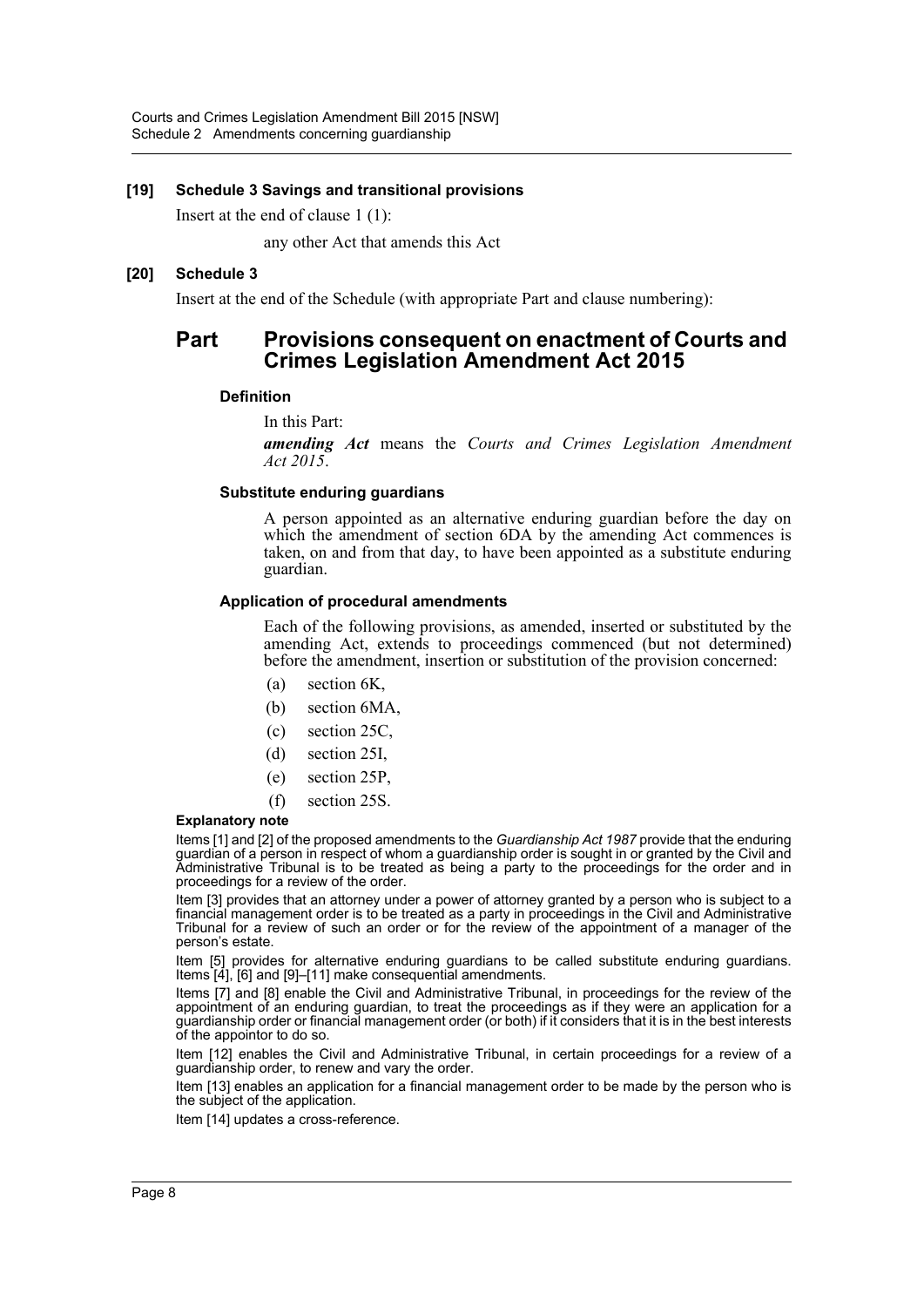**[19] Schedule 3 Savings and transitional provisions**

Insert at the end of clause 1 (1):

any other Act that amends this Act

**[20] Schedule 3**

Insert at the end of the Schedule (with appropriate Part and clause numbering):

## Part Provisions consequent on enactment of Courts and Crimes Legislation Amendment Act 2015

**Definition**

In this Part:

***amending Act*** means the *Courts and Crimes Legislation Amendment Act 2015*.

**Substitute enduring guardians**

A person appointed as an alternative enduring guardian before the day on which the amendment of section 6DA by the amending Act commences is taken, on and from that day, to have been appointed as a substitute enduring guardian.

**Application of procedural amendments**

Each of the following provisions, as amended, inserted or substituted by the amending Act, extends to proceedings commenced (but not determined) before the amendment, insertion or substitution of the provision concerned:

(a) section 6K,

(b) section 6MA,

(c) section 25C,

(d) section 25I,

(e) section 25P,

(f) section 25S.

**Explanatory note**

Items [1] and [2] of the proposed amendments to the *Guardianship Act 1987* provide that the enduring guardian of a person in respect of whom a guardianship order is sought in or granted by the Civil and Administrative Tribunal is to be treated as being a party to the proceedings for the order and in proceedings for a review of the order.

Item [3] provides that an attorney under a power of attorney granted by a person who is subject to a financial management order is to be treated as a party in proceedings in the Civil and Administrative Tribunal for a review of such an order or for the review of the appointment of a manager of the person's estate.

Item [5] provides for alternative enduring guardians to be called substitute enduring guardians. Items [4], [6] and [9]–[11] make consequential amendments.

Items [7] and [8] enable the Civil and Administrative Tribunal, in proceedings for the review of the appointment of an enduring guardian, to treat the proceedings as if they were an application for a guardianship order or financial management order (or both) if it considers that it is in the best interests of the appointor to do so.

Item [12] enables the Civil and Administrative Tribunal, in certain proceedings for a review of a guardianship order, to renew and vary the order.

Item [13] enables an application for a financial management order to be made by the person who is the subject of the application.

Item [14] updates a cross-reference.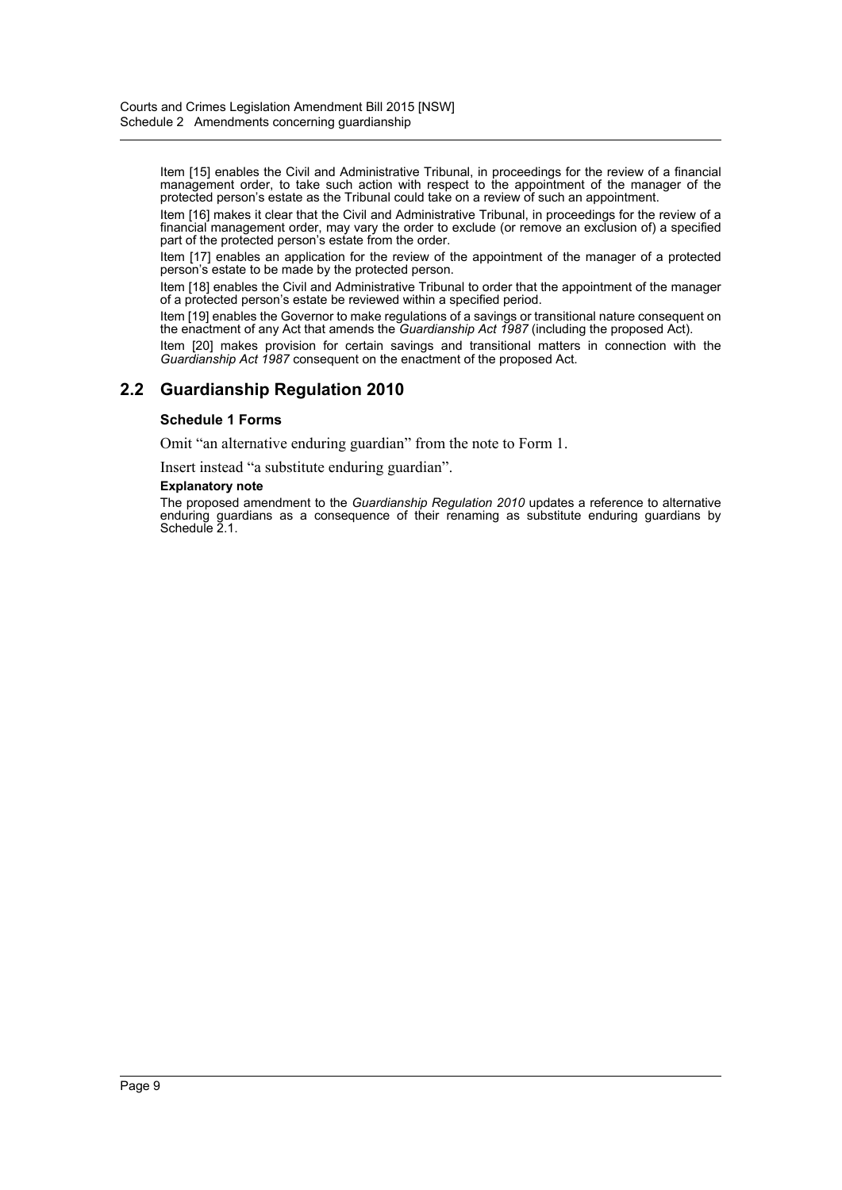Item [15] enables the Civil and Administrative Tribunal, in proceedings for the review of a financial management order, to take such action with respect to the appointment of the manager of the protected person's estate as the Tribunal could take on a review of such an appointment.

Item [16] makes it clear that the Civil and Administrative Tribunal, in proceedings for the review of a financial management order, may vary the order to exclude (or remove an exclusion of) a specified part of the protected person's estate from the order.

Item [17] enables an application for the review of the appointment of the manager of a protected person's estate to be made by the protected person.

Item [18] enables the Civil and Administrative Tribunal to order that the appointment of the manager of a protected person's estate be reviewed within a specified period.

Item [19] enables the Governor to make regulations of a savings or transitional nature consequent on the enactment of any Act that amends the *Guardianship Act 1987* (including the proposed Act).

Item [20] makes provision for certain savings and transitional matters in connection with the *Guardianship Act 1987* consequent on the enactment of the proposed Act.

## 2.2 Guardianship Regulation 2010

### Schedule 1 Forms

Omit "an alternative enduring guardian" from the note to Form 1.

Insert instead "a substitute enduring guardian".

**Explanatory note**

The proposed amendment to the *Guardianship Regulation 2010* updates a reference to alternative enduring guardians as a consequence of their renaming as substitute enduring guardians by Schedule 2.1.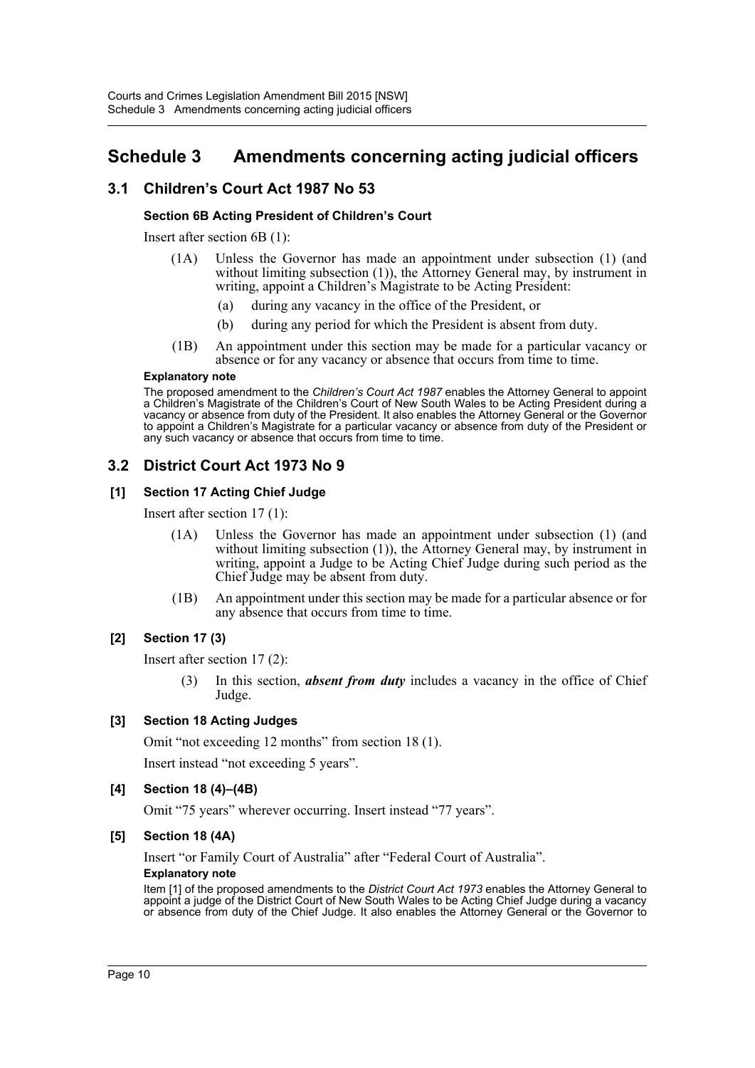# Schedule 3 Amendments concerning acting judicial officers

## 3.1 Children's Court Act 1987 No 53

### Section 6B Acting President of Children's Court

Insert after section 6B (1):

(1A) Unless the Governor has made an appointment under subsection (1) (and without limiting subsection (1)), the Attorney General may, by instrument in writing, appoint a Children's Magistrate to be Acting President:

(a) during any vacancy in the office of the President, or

(b) during any period for which the President is absent from duty.

(1B) An appointment under this section may be made for a particular vacancy or absence or for any vacancy or absence that occurs from time to time.

**Explanatory note**

The proposed amendment to the *Children's Court Act 1987* enables the Attorney General to appoint a Children's Magistrate of the Children's Court of New South Wales to be Acting President during a vacancy or absence from duty of the President. It also enables the Attorney General or the Governor to appoint a Children's Magistrate for a particular vacancy or absence from duty of the President or any such vacancy or absence that occurs from time to time.

## 3.2 District Court Act 1973 No 9

### [1] Section 17 Acting Chief Judge

Insert after section 17 (1):

(1A) Unless the Governor has made an appointment under subsection (1) (and without limiting subsection (1)), the Attorney General may, by instrument in writing, appoint a Judge to be Acting Chief Judge during such period as the Chief Judge may be absent from duty.

(1B) An appointment under this section may be made for a particular absence or for any absence that occurs from time to time.

### [2] Section 17 (3)

Insert after section 17 (2):

(3) In this section, ***absent from duty*** includes a vacancy in the office of Chief Judge.

### [3] Section 18 Acting Judges

Omit "not exceeding 12 months" from section 18 (1).

Insert instead "not exceeding 5 years".

### [4] Section 18 (4)–(4B)

Omit "75 years" wherever occurring. Insert instead "77 years".

### [5] Section 18 (4A)

Insert "or Family Court of Australia" after "Federal Court of Australia".

**Explanatory note**

Item [1] of the proposed amendments to the *District Court Act 1973* enables the Attorney General to appoint a judge of the District Court of New South Wales to be Acting Chief Judge during a vacancy or absence from duty of the Chief Judge. It also enables the Attorney General or the Governor to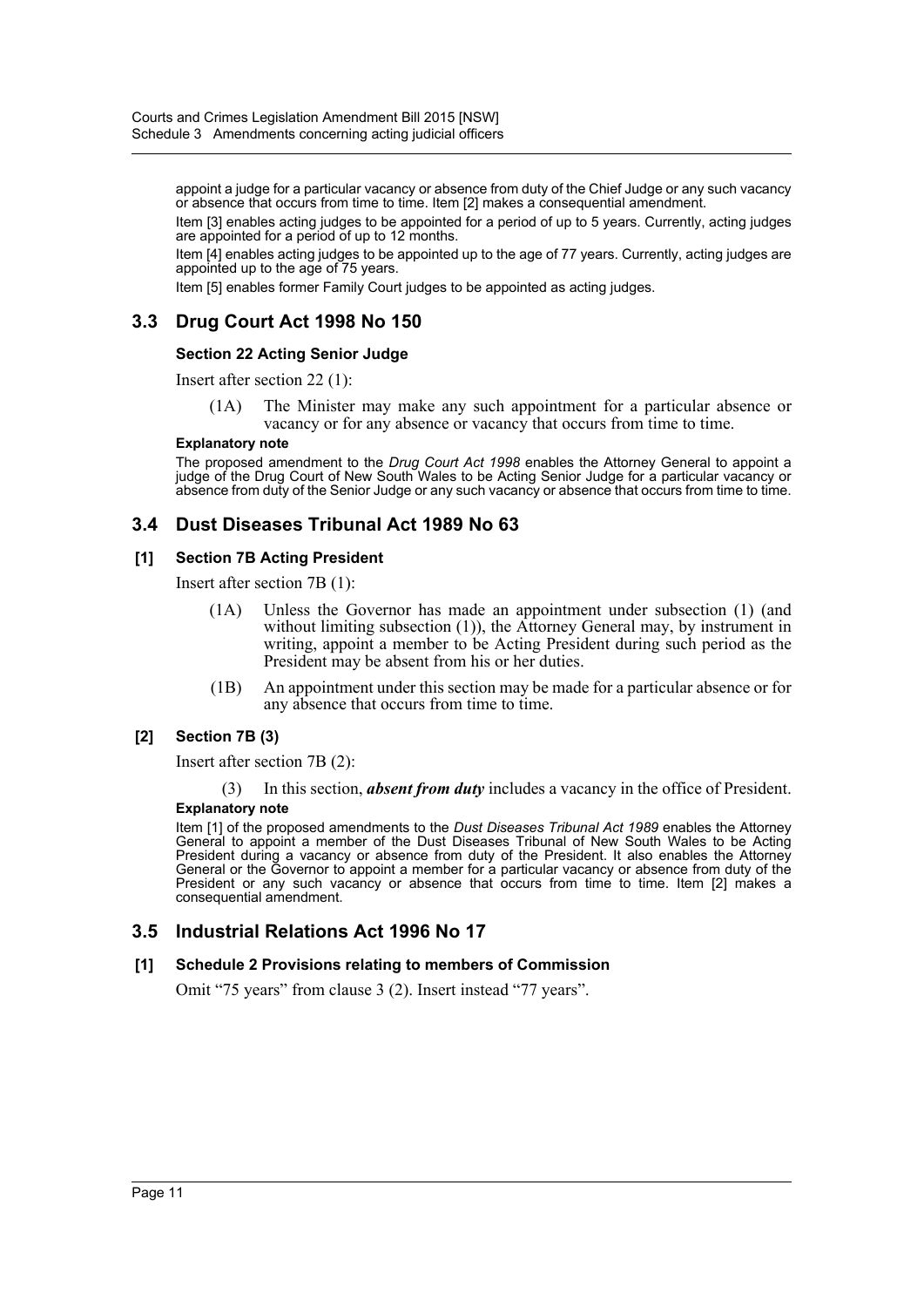appoint a judge for a particular vacancy or absence from duty of the Chief Judge or any such vacancy or absence that occurs from time to time. Item [2] makes a consequential amendment.

Item [3] enables acting judges to be appointed for a period of up to 5 years. Currently, acting judges are appointed for a period of up to 12 months.

Item [4] enables acting judges to be appointed up to the age of 77 years. Currently, acting judges are appointed up to the age of 75 years.

Item [5] enables former Family Court judges to be appointed as acting judges.

## 3.3 Drug Court Act 1998 No 150

### Section 22 Acting Senior Judge

Insert after section 22 (1):

(1A) The Minister may make any such appointment for a particular absence or vacancy or for any absence or vacancy that occurs from time to time.

**Explanatory note**

The proposed amendment to the *Drug Court Act 1998* enables the Attorney General to appoint a judge of the Drug Court of New South Wales to be Acting Senior Judge for a particular vacancy or absence from duty of the Senior Judge or any such vacancy or absence that occurs from time to time.

## 3.4 Dust Diseases Tribunal Act 1989 No 63

### [1] Section 7B Acting President

Insert after section 7B (1):

(1A) Unless the Governor has made an appointment under subsection (1) (and without limiting subsection (1)), the Attorney General may, by instrument in writing, appoint a member to be Acting President during such period as the President may be absent from his or her duties.

(1B) An appointment under this section may be made for a particular absence or for any absence that occurs from time to time.

### [2] Section 7B (3)

Insert after section 7B (2):

(3) In this section, ***absent from duty*** includes a vacancy in the office of President.

**Explanatory note**

Item [1] of the proposed amendments to the *Dust Diseases Tribunal Act 1989* enables the Attorney General to appoint a member of the Dust Diseases Tribunal of New South Wales to be Acting President during a vacancy or absence from duty of the President. It also enables the Attorney General or the Governor to appoint a member for a particular vacancy or absence from duty of the President or any such vacancy or absence that occurs from time to time. Item [2] makes a consequential amendment.

## 3.5 Industrial Relations Act 1996 No 17

### [1] Schedule 2 Provisions relating to members of Commission

Omit "75 years" from clause 3 (2). Insert instead "77 years".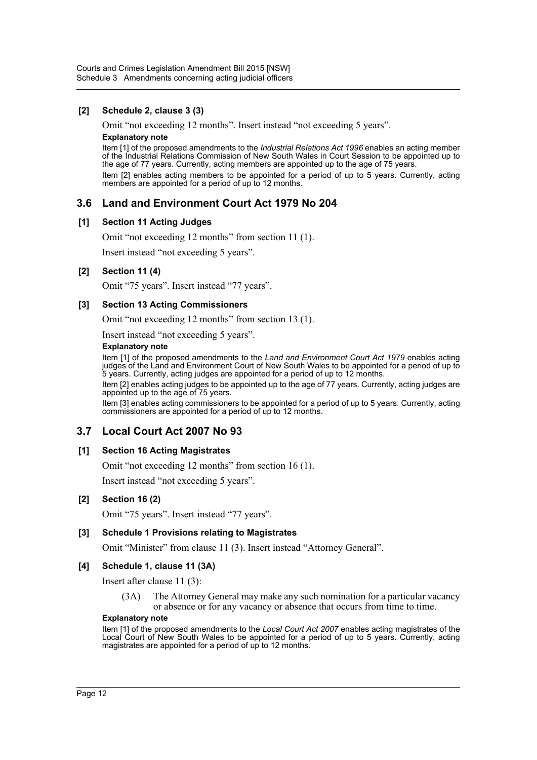### [2] Schedule 2, clause 3 (3)

Omit "not exceeding 12 months". Insert instead "not exceeding 5 years".

**Explanatory note**

Item [1] of the proposed amendments to the *Industrial Relations Act 1996* enables an acting member of the Industrial Relations Commission of New South Wales in Court Session to be appointed up to the age of 77 years. Currently, acting members are appointed up to the age of 75 years.

Item [2] enables acting members to be appointed for a period of up to 5 years. Currently, acting members are appointed for a period of up to 12 months.

## 3.6 Land and Environment Court Act 1979 No 204

### [1] Section 11 Acting Judges

Omit "not exceeding 12 months" from section 11 (1).

Insert instead "not exceeding 5 years".

### [2] Section 11 (4)

Omit "75 years". Insert instead "77 years".

### [3] Section 13 Acting Commissioners

Omit "not exceeding 12 months" from section 13 (1).

Insert instead "not exceeding 5 years".

**Explanatory note**

Item [1] of the proposed amendments to the *Land and Environment Court Act 1979* enables acting judges of the Land and Environment Court of New South Wales to be appointed for a period of up to 5 years. Currently, acting judges are appointed for a period of up to 12 months.

Item [2] enables acting judges to be appointed up to the age of 77 years. Currently, acting judges are appointed up to the age of 75 years.

Item [3] enables acting commissioners to be appointed for a period of up to 5 years. Currently, acting commissioners are appointed for a period of up to 12 months.

## 3.7 Local Court Act 2007 No 93

### [1] Section 16 Acting Magistrates

Omit "not exceeding 12 months" from section 16 (1).

Insert instead "not exceeding 5 years".

### [2] Section 16 (2)

Omit "75 years". Insert instead "77 years".

### [3] Schedule 1 Provisions relating to Magistrates

Omit "Minister" from clause 11 (3). Insert instead "Attorney General".

### [4] Schedule 1, clause 11 (3A)

Insert after clause 11 (3):

> (3A) The Attorney General may make any such nomination for a particular vacancy or absence or for any vacancy or absence that occurs from time to time.

**Explanatory note**

Item [1] of the proposed amendments to the *Local Court Act 2007* enables acting magistrates of the Local Court of New South Wales to be appointed for a period of up to 5 years. Currently, acting magistrates are appointed for a period of up to 12 months.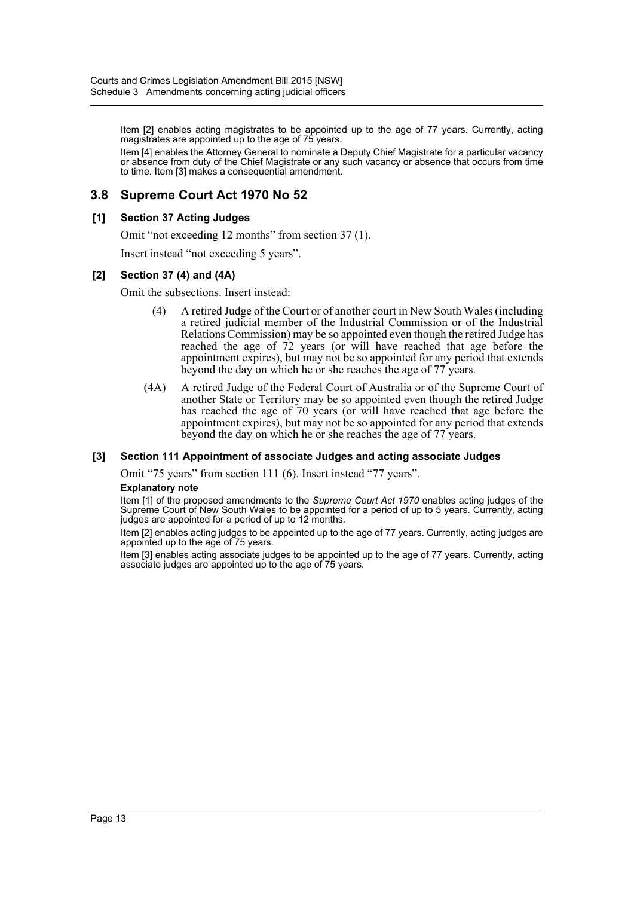Item [2] enables acting magistrates to be appointed up to the age of 77 years. Currently, acting magistrates are appointed up to the age of 75 years.

Item [4] enables the Attorney General to nominate a Deputy Chief Magistrate for a particular vacancy or absence from duty of the Chief Magistrate or any such vacancy or absence that occurs from time to time. Item [3] makes a consequential amendment.

## 3.8 Supreme Court Act 1970 No 52

### [1] Section 37 Acting Judges

Omit "not exceeding 12 months" from section 37 (1).

Insert instead "not exceeding 5 years".

### [2] Section 37 (4) and (4A)

Omit the subsections. Insert instead:

> (4) A retired Judge of the Court or of another court in New South Wales (including a retired judicial member of the Industrial Commission or of the Industrial Relations Commission) may be so appointed even though the retired Judge has reached the age of 72 years (or will have reached that age before the appointment expires), but may not be so appointed for any period that extends beyond the day on which he or she reaches the age of 77 years.
>
> (4A) A retired Judge of the Federal Court of Australia or of the Supreme Court of another State or Territory may be so appointed even though the retired Judge has reached the age of 70 years (or will have reached that age before the appointment expires), but may not be so appointed for any period that extends beyond the day on which he or she reaches the age of 77 years.

### [3] Section 111 Appointment of associate Judges and acting associate Judges

Omit "75 years" from section 111 (6). Insert instead "77 years".

**Explanatory note**

Item [1] of the proposed amendments to the *Supreme Court Act 1970* enables acting judges of the Supreme Court of New South Wales to be appointed for a period of up to 5 years. Currently, acting judges are appointed for a period of up to 12 months.

Item [2] enables acting judges to be appointed up to the age of 77 years. Currently, acting judges are appointed up to the age of 75 years.

Item [3] enables acting associate judges to be appointed up to the age of 77 years. Currently, acting associate judges are appointed up to the age of 75 years.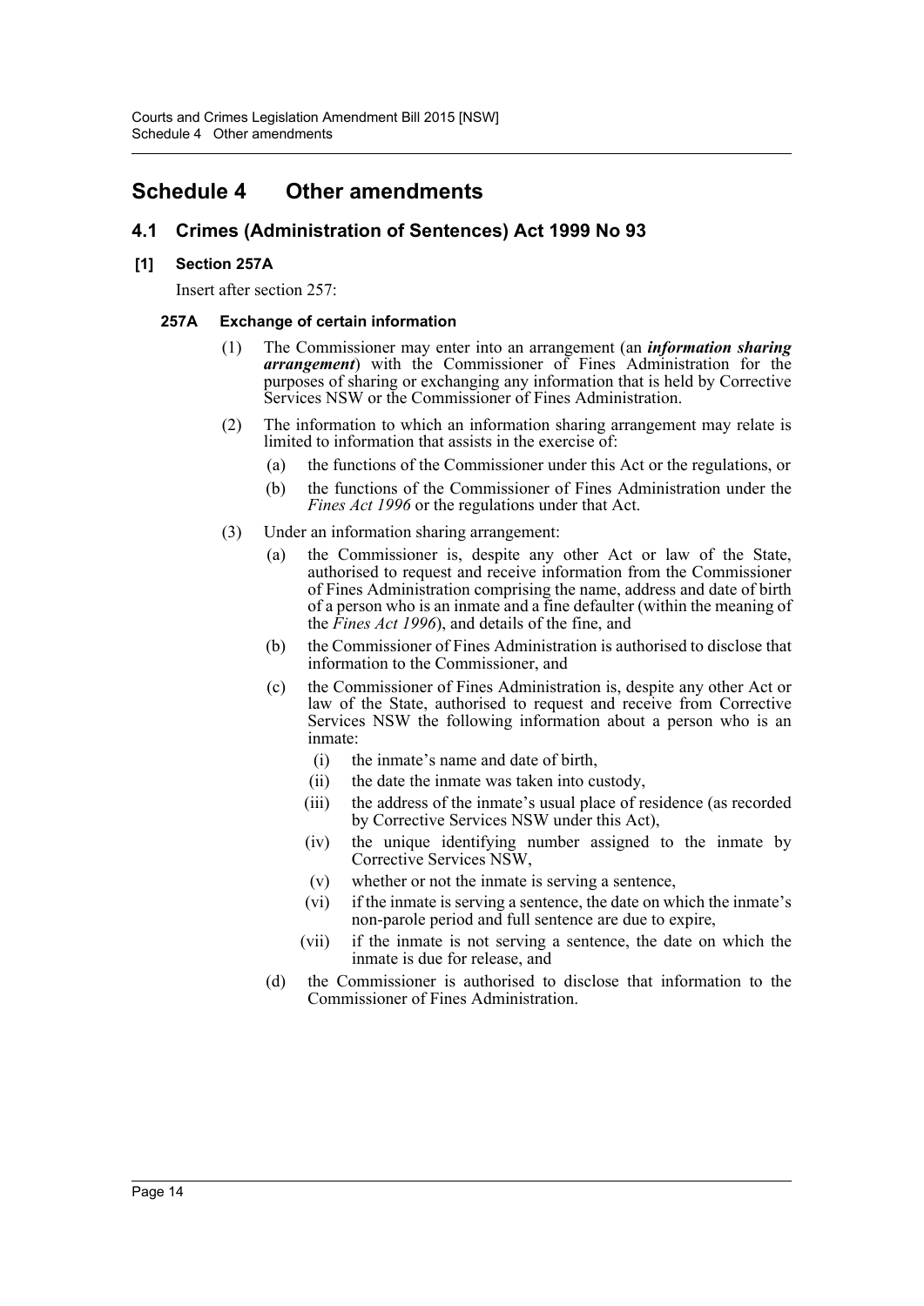# Schedule 4 Other amendments

## 4.1 Crimes (Administration of Sentences) Act 1999 No 93

### [1] Section 257A

Insert after section 257:

#### 257A Exchange of certain information

(1) The Commissioner may enter into an arrangement (an ***information sharing arrangement***) with the Commissioner of Fines Administration for the purposes of sharing or exchanging any information that is held by Corrective Services NSW or the Commissioner of Fines Administration.

(2) The information to which an information sharing arrangement may relate is limited to information that assists in the exercise of:

- (a) the functions of the Commissioner under this Act or the regulations, or
- (b) the functions of the Commissioner of Fines Administration under the *Fines Act 1996* or the regulations under that Act.

(3) Under an information sharing arrangement:

- (a) the Commissioner is, despite any other Act or law of the State, authorised to request and receive information from the Commissioner of Fines Administration comprising the name, address and date of birth of a person who is an inmate and a fine defaulter (within the meaning of the *Fines Act 1996*), and details of the fine, and
- (b) the Commissioner of Fines Administration is authorised to disclose that information to the Commissioner, and
- (c) the Commissioner of Fines Administration is, despite any other Act or law of the State, authorised to request and receive from Corrective Services NSW the following information about a person who is an inmate:
  - (i) the inmate's name and date of birth,
  - (ii) the date the inmate was taken into custody,
  - (iii) the address of the inmate's usual place of residence (as recorded by Corrective Services NSW under this Act),
  - (iv) the unique identifying number assigned to the inmate by Corrective Services NSW,
  - (v) whether or not the inmate is serving a sentence,
  - (vi) if the inmate is serving a sentence, the date on which the inmate's non-parole period and full sentence are due to expire,
  - (vii) if the inmate is not serving a sentence, the date on which the inmate is due for release, and
- (d) the Commissioner is authorised to disclose that information to the Commissioner of Fines Administration.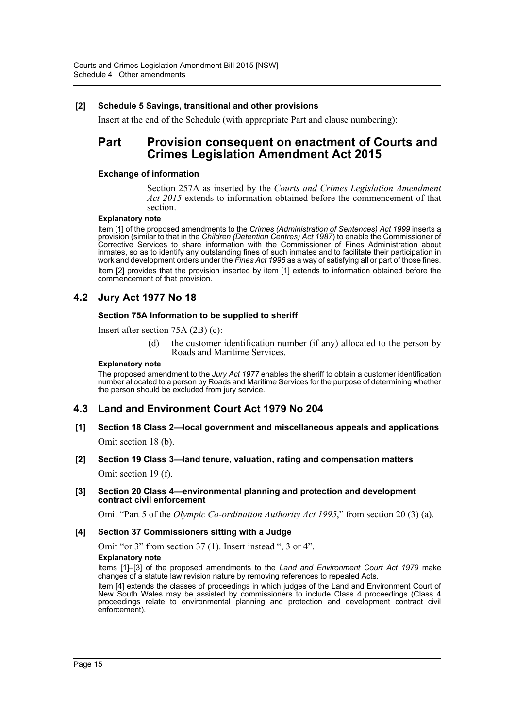**[2] Schedule 5 Savings, transitional and other provisions**

Insert at the end of the Schedule (with appropriate Part and clause numbering):

## Part Provision consequent on enactment of Courts and Crimes Legislation Amendment Act 2015

**Exchange of information**

Section 257A as inserted by the *Courts and Crimes Legislation Amendment Act 2015* extends to information obtained before the commencement of that section.

**Explanatory note**

Item [1] of the proposed amendments to the *Crimes (Administration of Sentences) Act 1999* inserts a provision (similar to that in the *Children (Detention Centres) Act 1987*) to enable the Commissioner of Corrective Services to share information with the Commissioner of Fines Administration about inmates, so as to identify any outstanding fines of such inmates and to facilitate their participation in work and development orders under the *Fines Act 1996* as a way of satisfying all or part of those fines.

Item [2] provides that the provision inserted by item [1] extends to information obtained before the commencement of that provision.

## 4.2 Jury Act 1977 No 18

**Section 75A Information to be supplied to sheriff**

Insert after section 75A (2B) (c):

(d) the customer identification number (if any) allocated to the person by Roads and Maritime Services.

**Explanatory note**

The proposed amendment to the *Jury Act 1977* enables the sheriff to obtain a customer identification number allocated to a person by Roads and Maritime Services for the purpose of determining whether the person should be excluded from jury service.

## 4.3 Land and Environment Court Act 1979 No 204

**[1] Section 18 Class 2—local government and miscellaneous appeals and applications**

Omit section 18 (b).

**[2] Section 19 Class 3—land tenure, valuation, rating and compensation matters**

Omit section 19 (f).

**[3] Section 20 Class 4—environmental planning and protection and development contract civil enforcement**

Omit "Part 5 of the *Olympic Co-ordination Authority Act 1995*," from section 20 (3) (a).

**[4] Section 37 Commissioners sitting with a Judge**

Omit "or 3" from section 37 (1). Insert instead ", 3 or 4".

**Explanatory note**

Items [1]–[3] of the proposed amendments to the *Land and Environment Court Act 1979* make changes of a statute law revision nature by removing references to repealed Acts.

Item [4] extends the classes of proceedings in which judges of the Land and Environment Court of New South Wales may be assisted by commissioners to include Class 4 proceedings (Class 4 proceedings relate to environmental planning and protection and development contract civil enforcement).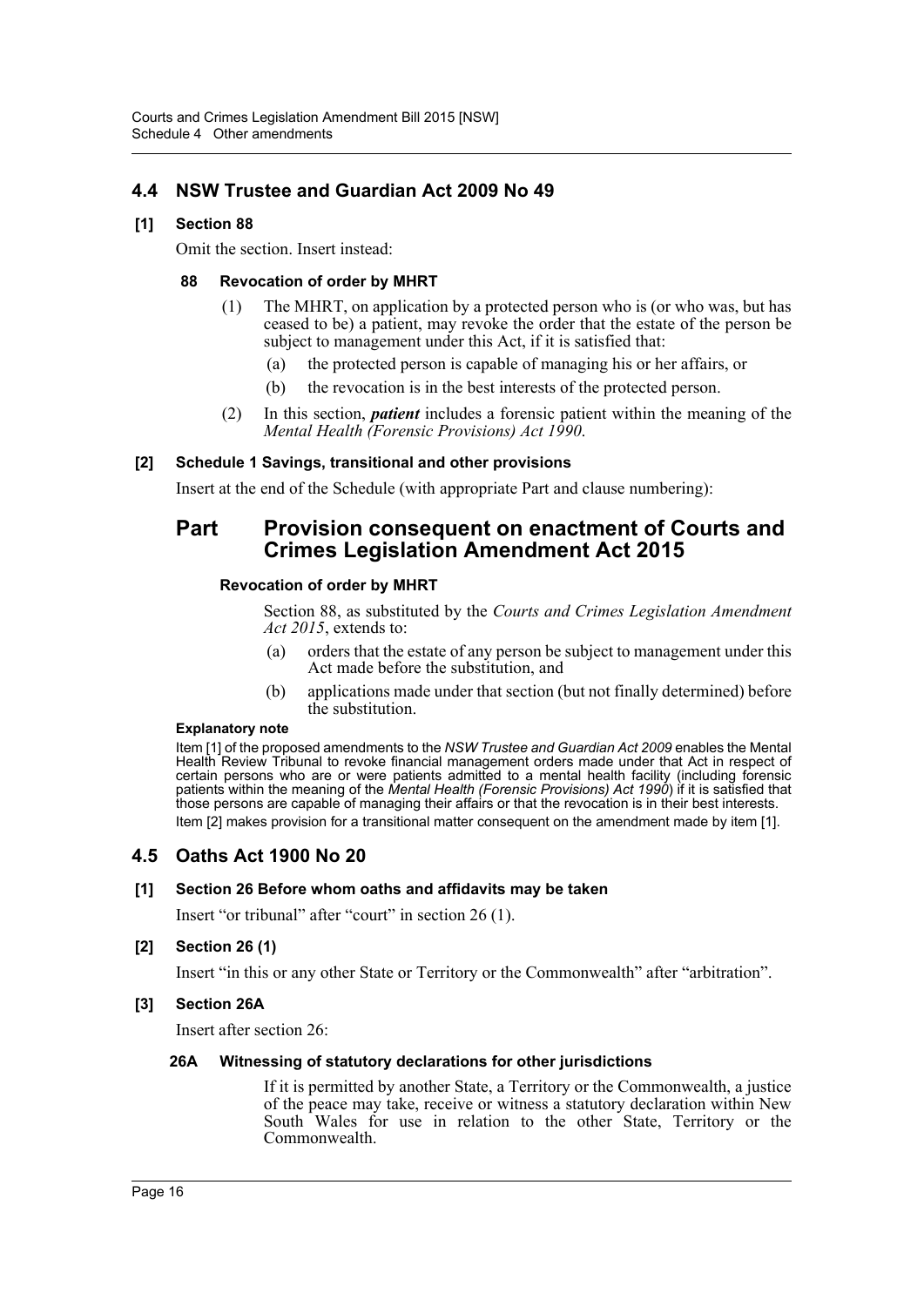## 4.4 NSW Trustee and Guardian Act 2009 No 49

### [1] Section 88

Omit the section. Insert instead:

#### 88 Revocation of order by MHRT

(1) The MHRT, on application by a protected person who is (or who was, but has ceased to be) a patient, may revoke the order that the estate of the person be subject to management under this Act, if it is satisfied that:

(a) the protected person is capable of managing his or her affairs, or

(b) the revocation is in the best interests of the protected person.

(2) In this section, ***patient*** includes a forensic patient within the meaning of the *Mental Health (Forensic Provisions) Act 1990*.

### [2] Schedule 1 Savings, transitional and other provisions

Insert at the end of the Schedule (with appropriate Part and clause numbering):

## Part Provision consequent on enactment of Courts and Crimes Legislation Amendment Act 2015

#### Revocation of order by MHRT

Section 88, as substituted by the *Courts and Crimes Legislation Amendment Act 2015*, extends to:

(a) orders that the estate of any person be subject to management under this Act made before the substitution, and

(b) applications made under that section (but not finally determined) before the substitution.

**Explanatory note**

Item [1] of the proposed amendments to the *NSW Trustee and Guardian Act 2009* enables the Mental Health Review Tribunal to revoke financial management orders made under that Act in respect of certain persons who are or were patients admitted to a mental health facility (including forensic patients within the meaning of the *Mental Health (Forensic Provisions) Act 1990*) if it is satisfied that those persons are capable of managing their affairs or that the revocation is in their best interests.

Item [2] makes provision for a transitional matter consequent on the amendment made by item [1].

## 4.5 Oaths Act 1900 No 20

### [1] Section 26 Before whom oaths and affidavits may be taken

Insert "or tribunal" after "court" in section 26 (1).

### [2] Section 26 (1)

Insert "in this or any other State or Territory or the Commonwealth" after "arbitration".

### [3] Section 26A

Insert after section 26:

#### 26A Witnessing of statutory declarations for other jurisdictions

If it is permitted by another State, a Territory or the Commonwealth, a justice of the peace may take, receive or witness a statutory declaration within New South Wales for use in relation to the other State, Territory or the Commonwealth.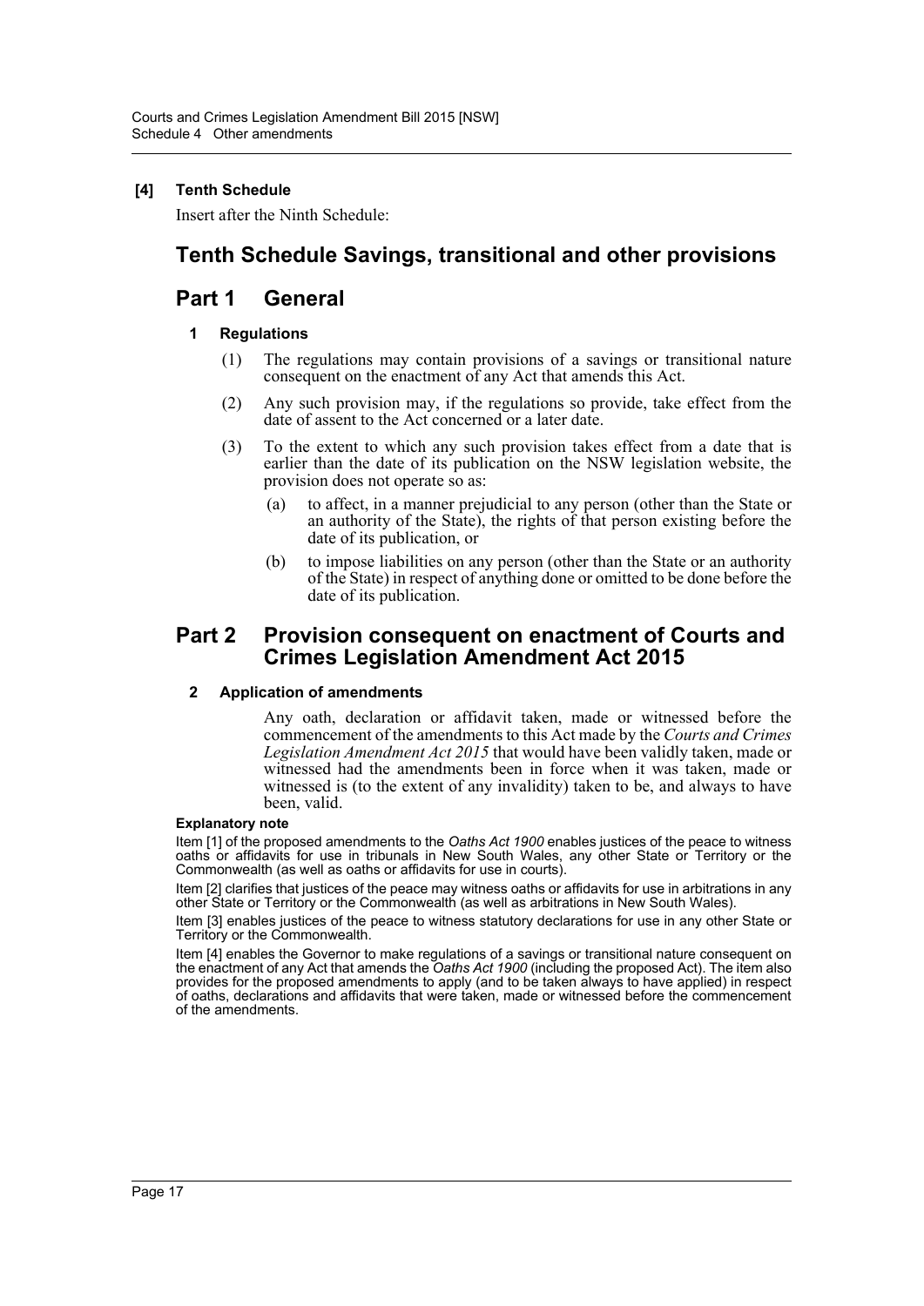**[4] Tenth Schedule**

Insert after the Ninth Schedule:

# Tenth Schedule Savings, transitional and other provisions

## Part 1 General

### 1 Regulations

(1) The regulations may contain provisions of a savings or transitional nature consequent on the enactment of any Act that amends this Act.

(2) Any such provision may, if the regulations so provide, take effect from the date of assent to the Act concerned or a later date.

(3) To the extent to which any such provision takes effect from a date that is earlier than the date of its publication on the NSW legislation website, the provision does not operate so as:

(a) to affect, in a manner prejudicial to any person (other than the State or an authority of the State), the rights of that person existing before the date of its publication, or

(b) to impose liabilities on any person (other than the State or an authority of the State) in respect of anything done or omitted to be done before the date of its publication.

## Part 2 Provision consequent on enactment of Courts and Crimes Legislation Amendment Act 2015

### 2 Application of amendments

Any oath, declaration or affidavit taken, made or witnessed before the commencement of the amendments to this Act made by the *Courts and Crimes Legislation Amendment Act 2015* that would have been validly taken, made or witnessed had the amendments been in force when it was taken, made or witnessed is (to the extent of any invalidity) taken to be, and always to have been, valid.

**Explanatory note**

Item [1] of the proposed amendments to the *Oaths Act 1900* enables justices of the peace to witness oaths or affidavits for use in tribunals in New South Wales, any other State or Territory or the Commonwealth (as well as oaths or affidavits for use in courts).

Item [2] clarifies that justices of the peace may witness oaths or affidavits for use in arbitrations in any other State or Territory or the Commonwealth (as well as arbitrations in New South Wales).

Item [3] enables justices of the peace to witness statutory declarations for use in any other State or Territory or the Commonwealth.

Item [4] enables the Governor to make regulations of a savings or transitional nature consequent on the enactment of any Act that amends the *Oaths Act 1900* (including the proposed Act). The item also provides for the proposed amendments to apply (and to be taken always to have applied) in respect of oaths, declarations and affidavits that were taken, made or witnessed before the commencement of the amendments.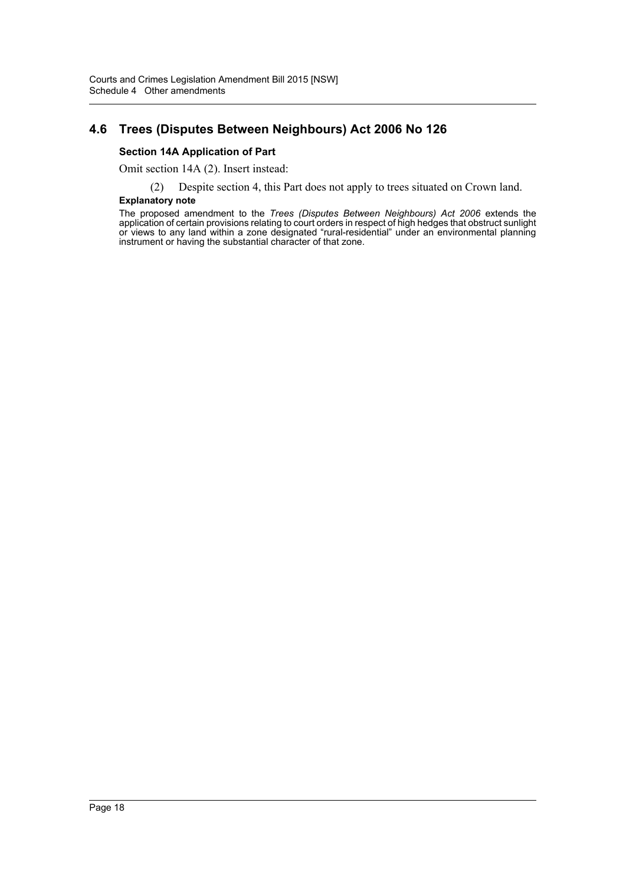## 4.6 Trees (Disputes Between Neighbours) Act 2006 No 126

### Section 14A Application of Part

Omit section 14A (2). Insert instead:

(2) Despite section 4, this Part does not apply to trees situated on Crown land.

**Explanatory note**

The proposed amendment to the *Trees (Disputes Between Neighbours) Act 2006* extends the application of certain provisions relating to court orders in respect of high hedges that obstruct sunlight or views to any land within a zone designated "rural-residential" under an environmental planning instrument or having the substantial character of that zone.